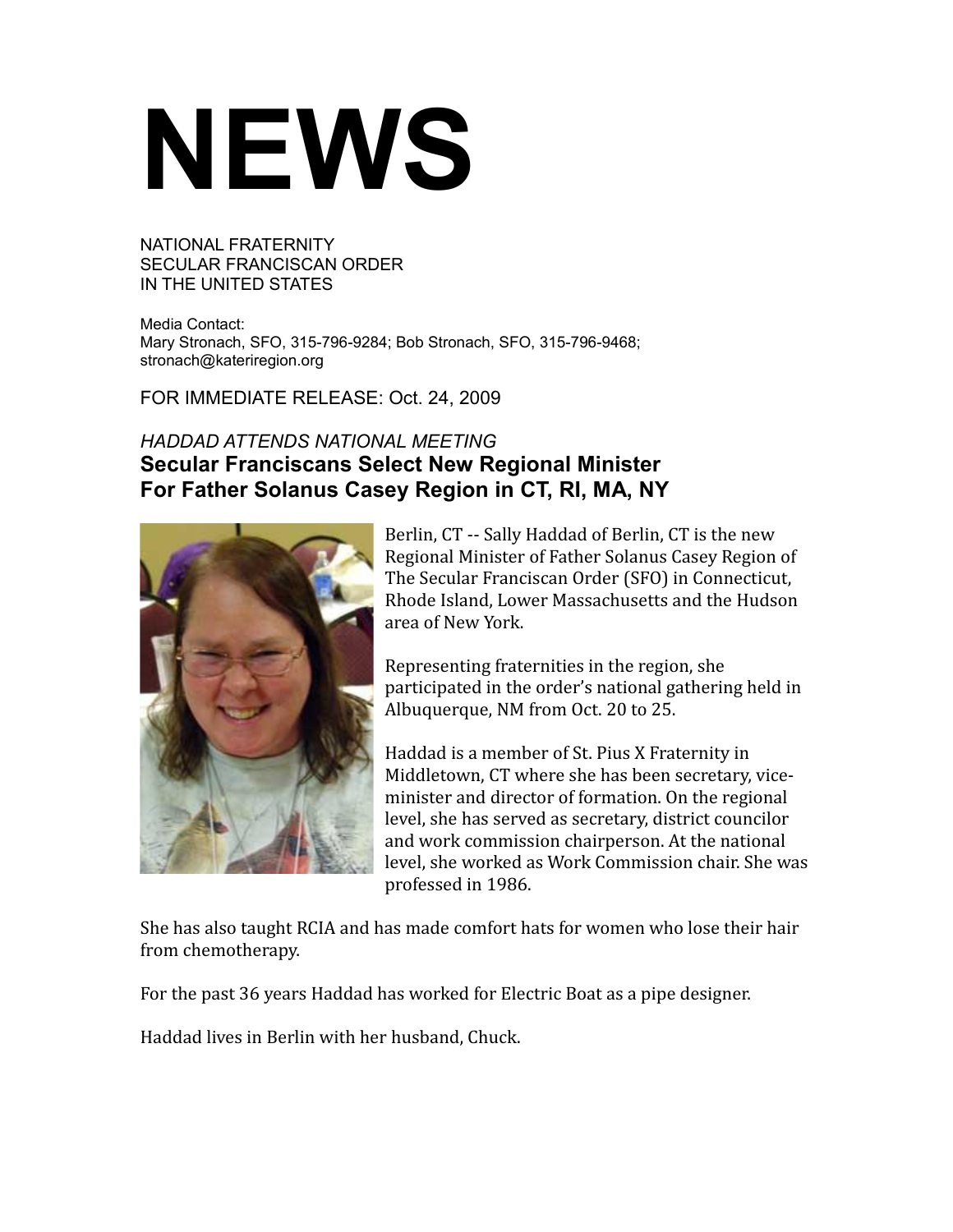# NEWS

NATIONAL FRATERNITY
SECULAR FRANCISCAN ORDER
IN THE UNITED STATES

Media Contact:
Mary Stronach, SFO, 315-796-9284; Bob Stronach, SFO, 315-796-9468; stronach@kateriregion.org

FOR IMMEDIATE RELEASE: Oct. 24, 2009

*HADDAD ATTENDS NATIONAL MEETING*

## Secular Franciscans Select New Regional Minister For Father Solanus Casey Region in CT, RI, MA, NY

Berlin, CT -- Sally Haddad of Berlin, CT is the new Regional Minister of Father Solanus Casey Region of The Secular Franciscan Order (SFO) in Connecticut, Rhode Island, Lower Massachusetts and the Hudson area of New York.

Representing fraternities in the region, she participated in the order's national gathering held in Albuquerque, NM from Oct. 20 to 25.

Haddad is a member of St. Pius X Fraternity in Middletown, CT where she has been secretary, vice-minister and director of formation. On the regional level, she has served as secretary, district councilor and work commission chairperson. At the national level, she worked as Work Commission chair. She was professed in 1986.

She has also taught RCIA and has made comfort hats for women who lose their hair from chemotherapy.

For the past 36 years Haddad has worked for Electric Boat as a pipe designer.

Haddad lives in Berlin with her husband, Chuck.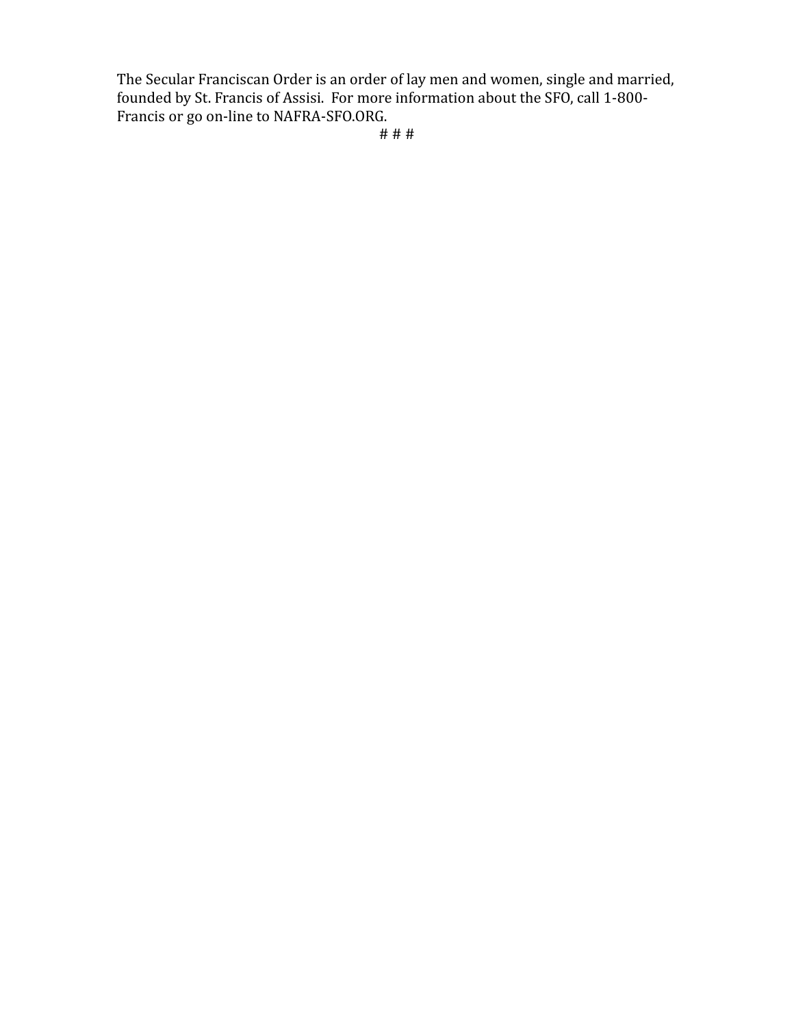The Secular Franciscan Order is an order of lay men and women, single and married, founded by St. Francis of Assisi.  For more information about the SFO, call 1-800-Francis or go on-line to NAFRA-SFO.ORG.

# # #